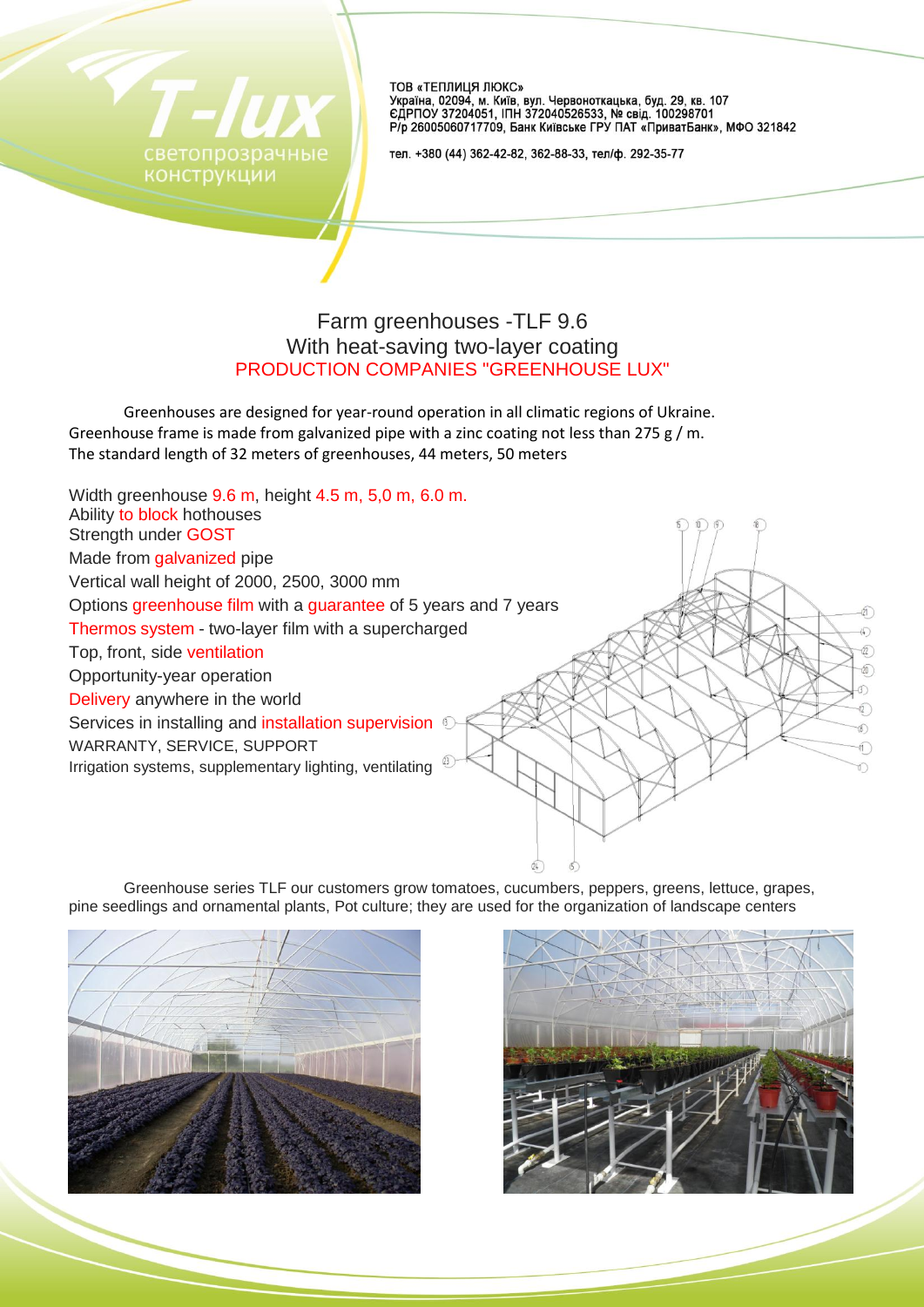T-lux

светопрозрачные конструкции

ТОВ «ТЕПЛИЦЯ ЛЮКС»
Україна, 02094, м. Київ, вул. Червоноткацька, буд. 29, кв. 107
ЄДРПОУ 37204051, ІПН 372040526533, № свід. 100298701
Р/р 26005060717709, Банк Київське ГРУ ПАТ «ПриватБанк», МФО 321842

тел. +380 (44) 362-42-82, 362-88-33, тел/ф. 292-35-77

# Farm greenhouses -TLF 9.6
## With heat-saving two-layer coating
## PRODUCTION COMPANIES "GREENHOUSE LUX"

Greenhouses are designed for year-round operation in all climatic regions of Ukraine. Greenhouse frame is made from galvanized pipe with a zinc coating not less than 275 g / m. The standard length of 32 meters of greenhouses, 44 meters, 50 meters

Width greenhouse 9.6 m, height 4.5 m, 5,0 m, 6.0 m.
Ability to block hothouses
Strength under GOST
Made from galvanized pipe
Vertical wall height of 2000, 2500, 3000 mm
Options greenhouse film with a guarantee of 5 years and 7 years
Thermos system - two-layer film with a supercharged
Top, front, side ventilation
Opportunity-year operation
Delivery anywhere in the world
Services in installing and installation supervision
WARRANTY, SERVICE, SUPPORT
Irrigation systems, supplementary lighting, ventilating

Greenhouse series TLF our customers grow tomatoes, cucumbers, peppers, greens, lettuce, grapes, pine seedlings and ornamental plants, Pot culture; they are used for the organization of landscape centers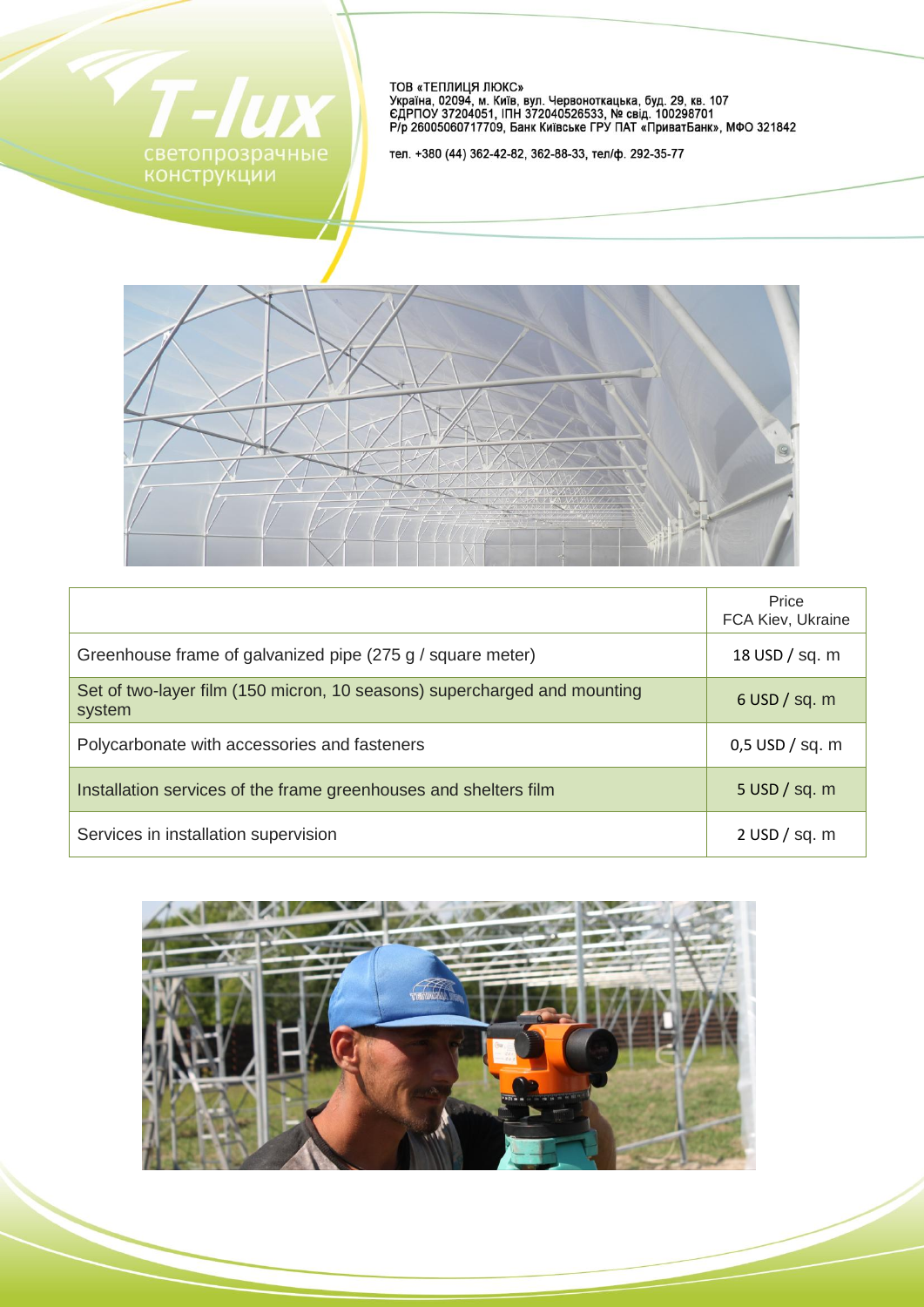T-lux

светопрозрачные конструкции

ТОВ «ТЕПЛИЦЯ ЛЮКС»
Україна, 02094, м. Київ, вул. Червоноткацька, буд. 29, кв. 107
ЄДРПОУ 37204051, ІПН 372040526533, № свід. 100298701
Р/р 26005060717709, Банк Київське ГРУ ПАТ «ПриватБанк», МФО 321842

тел. +380 (44) 362-42-82, 362-88-33, тел/ф. 292-35-77

| | Price FCA Kiev, Ukraine |
|---|---|
| Greenhouse frame of galvanized pipe (275 g / square meter) | 18 USD / sq. m |
| Set of two-layer film (150 micron, 10 seasons) supercharged and mounting system | 6 USD / sq. m |
| Polycarbonate with accessories and fasteners | 0,5 USD / sq. m |
| Installation services of the frame greenhouses and shelters film | 5 USD / sq. m |
| Services in installation supervision | 2 USD / sq. m |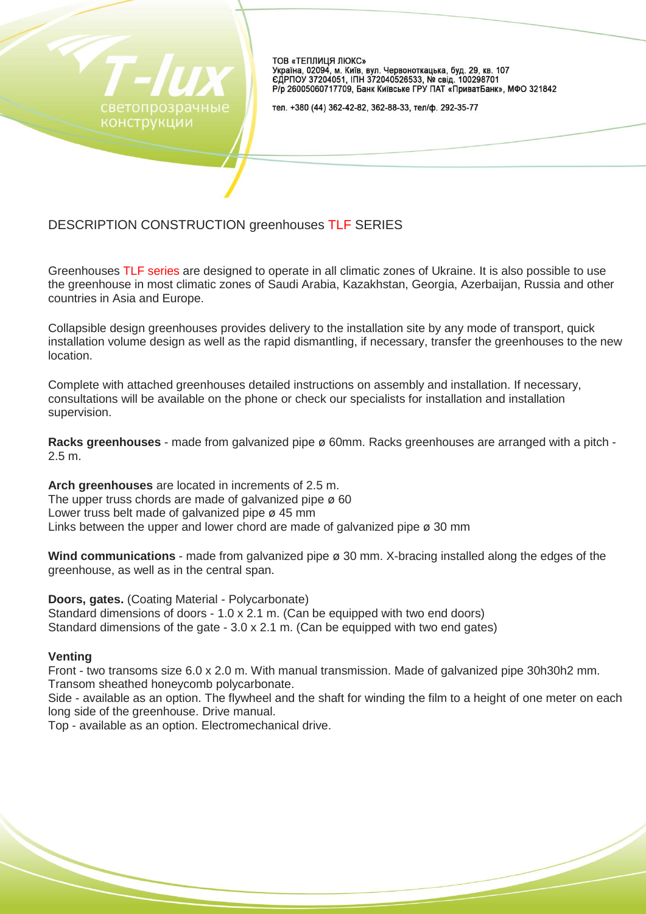ТОВ «ТЕПЛИЦЯ ЛЮКС»
Україна, 02094, м. Київ, вул. Червоноткацька, буд. 29, кв. 107
ЄДРПОУ 37204051, ІПН 372040526533, № свід. 100298701
Р/р 26005060717709, Банк Київське ГРУ ПАТ «ПриватБанк», МФО 321842

тел. +380 (44) 362-42-82, 362-88-33, тел/ф. 292-35-77

## DESCRIPTION CONSTRUCTION greenhouses TLF SERIES

Greenhouses TLF series are designed to operate in all climatic zones of Ukraine. It is also possible to use the greenhouse in most climatic zones of Saudi Arabia, Kazakhstan, Georgia, Azerbaijan, Russia and other countries in Asia and Europe.

Collapsible design greenhouses provides delivery to the installation site by any mode of transport, quick installation volume design as well as the rapid dismantling, if necessary, transfer the greenhouses to the new location.

Complete with attached greenhouses detailed instructions on assembly and installation. If necessary, consultations will be available on the phone or check our specialists for installation and installation supervision.

**Racks greenhouses** - made from galvanized pipe ø 60mm. Racks greenhouses are arranged with a pitch - 2.5 m.

**Arch greenhouses** are located in increments of 2.5 m.
The upper truss chords are made of galvanized pipe ø 60
Lower truss belt made of galvanized pipe ø 45 mm
Links between the upper and lower chord are made of galvanized pipe ø 30 mm

**Wind communications** - made from galvanized pipe ø 30 mm. X-bracing installed along the edges of the greenhouse, as well as in the central span.

**Doors, gates.** (Coating Material - Polycarbonate)
Standard dimensions of doors - 1.0 x 2.1 m. (Can be equipped with two end doors)
Standard dimensions of the gate - 3.0 x 2.1 m. (Can be equipped with two end gates)

**Venting**
Front - two transoms size 6.0 x 2.0 m. With manual transmission. Made of galvanized pipe 30h30h2 mm. Transom sheathed honeycomb polycarbonate.
Side - available as an option. The flywheel and the shaft for winding the film to a height of one meter on each long side of the greenhouse. Drive manual.
Top - available as an option. Electromechanical drive.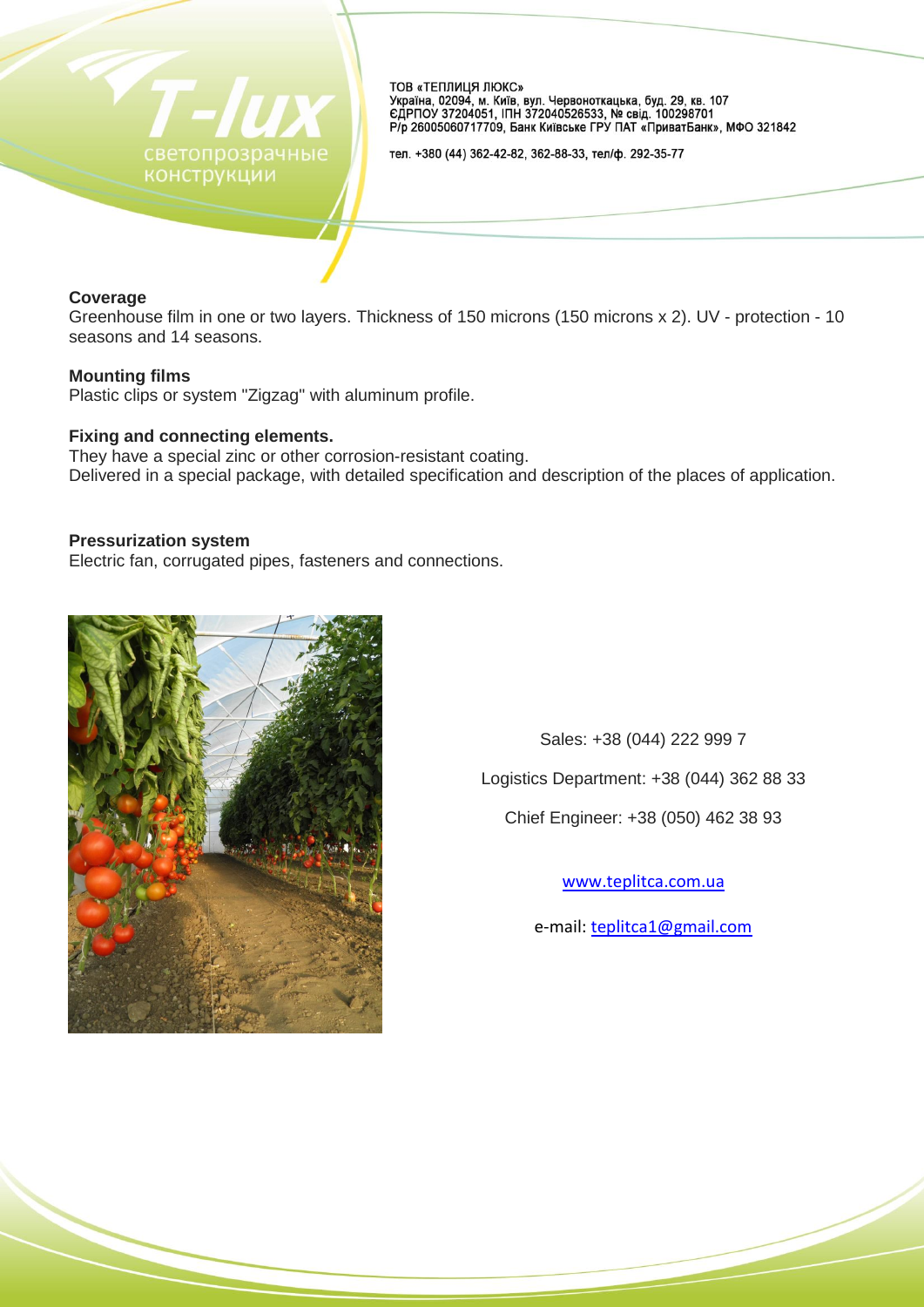**Coverage**
Greenhouse film in one or two layers. Thickness of 150 microns (150 microns x 2). UV - protection - 10 seasons and 14 seasons.

**Mounting films**
Plastic clips or system "Zigzag" with aluminum profile.

**Fixing and connecting elements.**
They have a special zinc or other corrosion-resistant coating.
Delivered in a special package, with detailed specification and description of the places of application.

**Pressurization system**
Electric fan, corrugated pipes, fasteners and connections.

Sales: +38 (044) 222 999 7

Logistics Department: +38 (044) 362 88 33

Chief Engineer: +38 (050) 462 38 93

www.teplitca.com.ua

e-mail: teplitca1@gmail.com